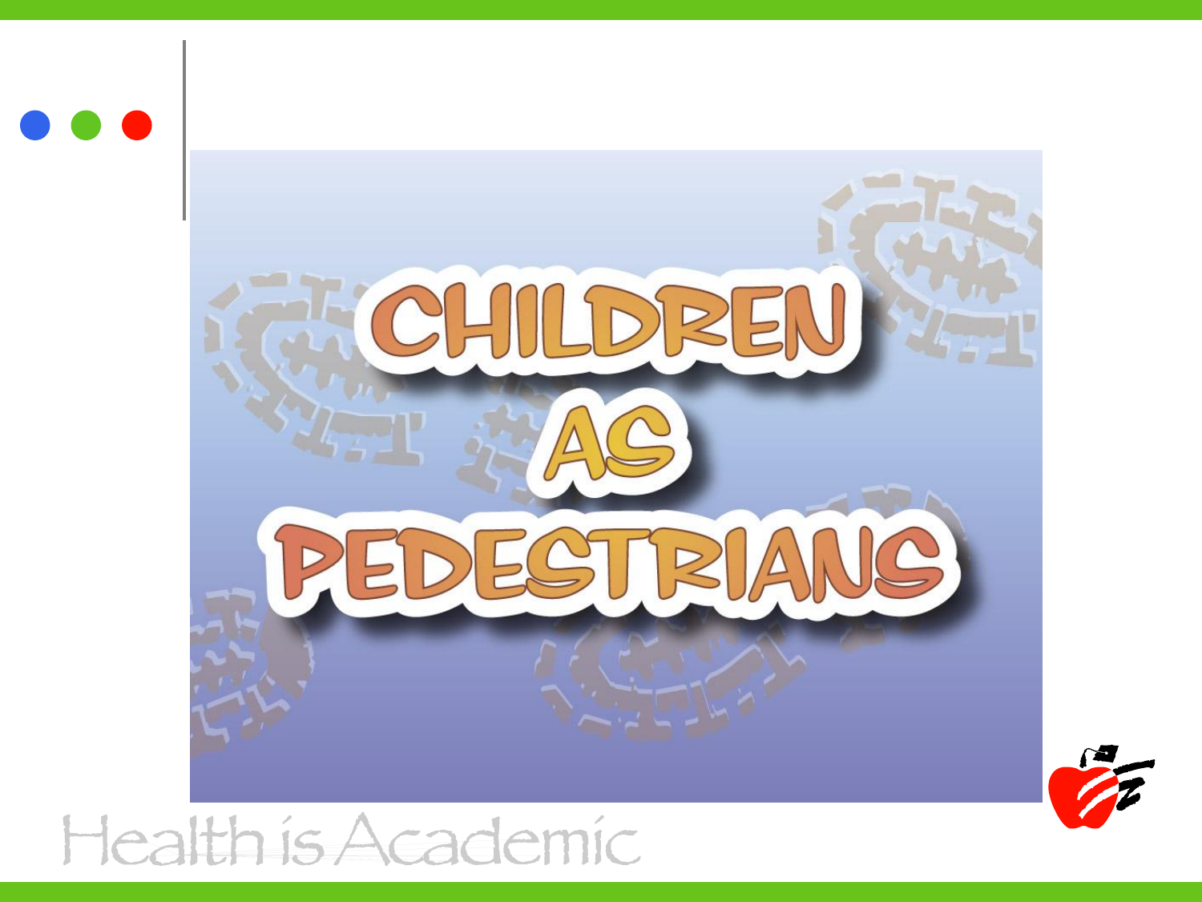# CHILDREN AS PEDESTRIANS

Health is Academic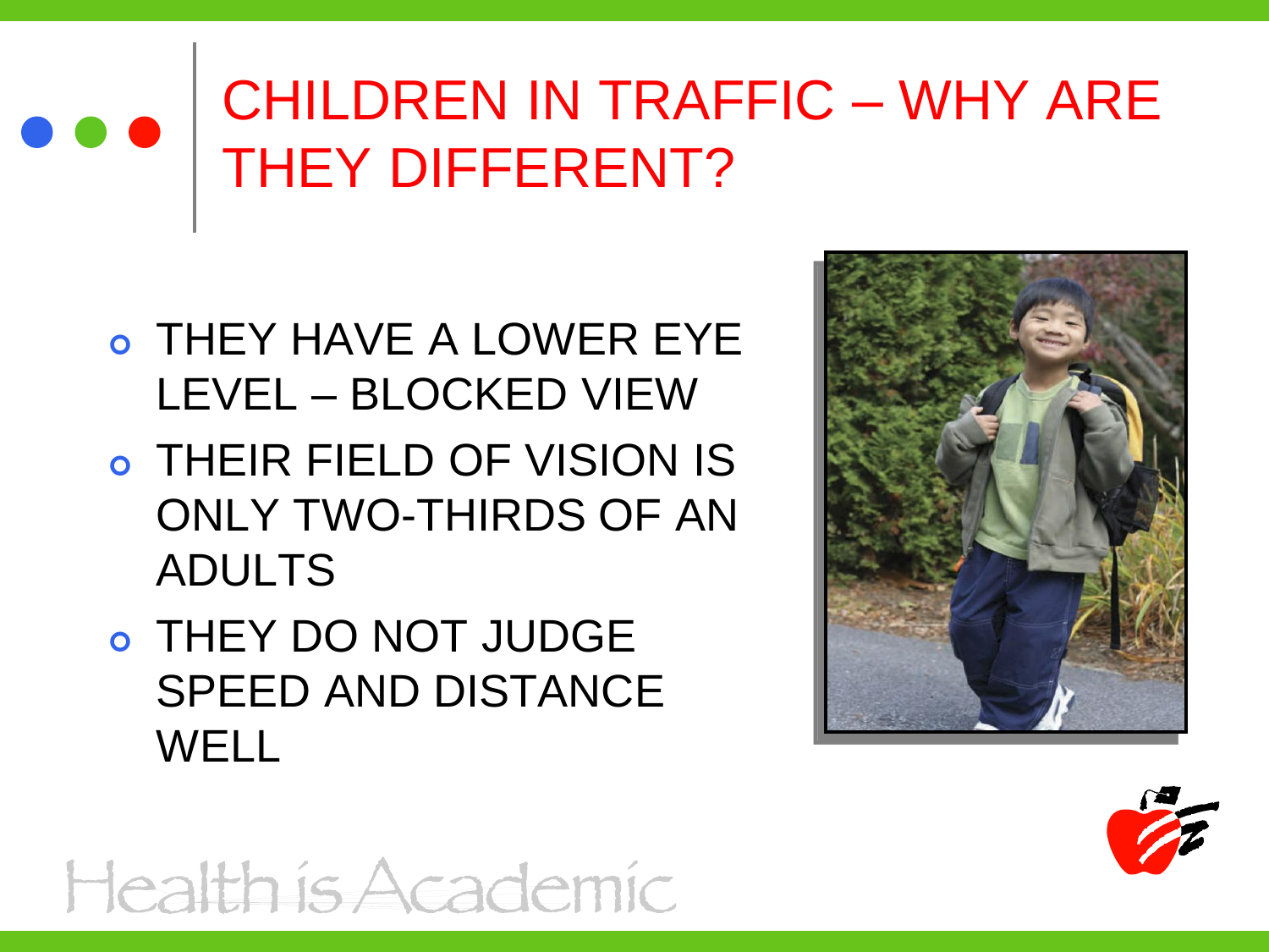# CHILDREN IN TRAFFIC – WHY ARE THEY DIFFERENT?

- THEY HAVE A LOWER EYE LEVEL – BLOCKED VIEW
- THEIR FIELD OF VISION IS ONLY TWO-THIRDS OF AN ADULTS
- THEY DO NOT JUDGE SPEED AND DISTANCE WELL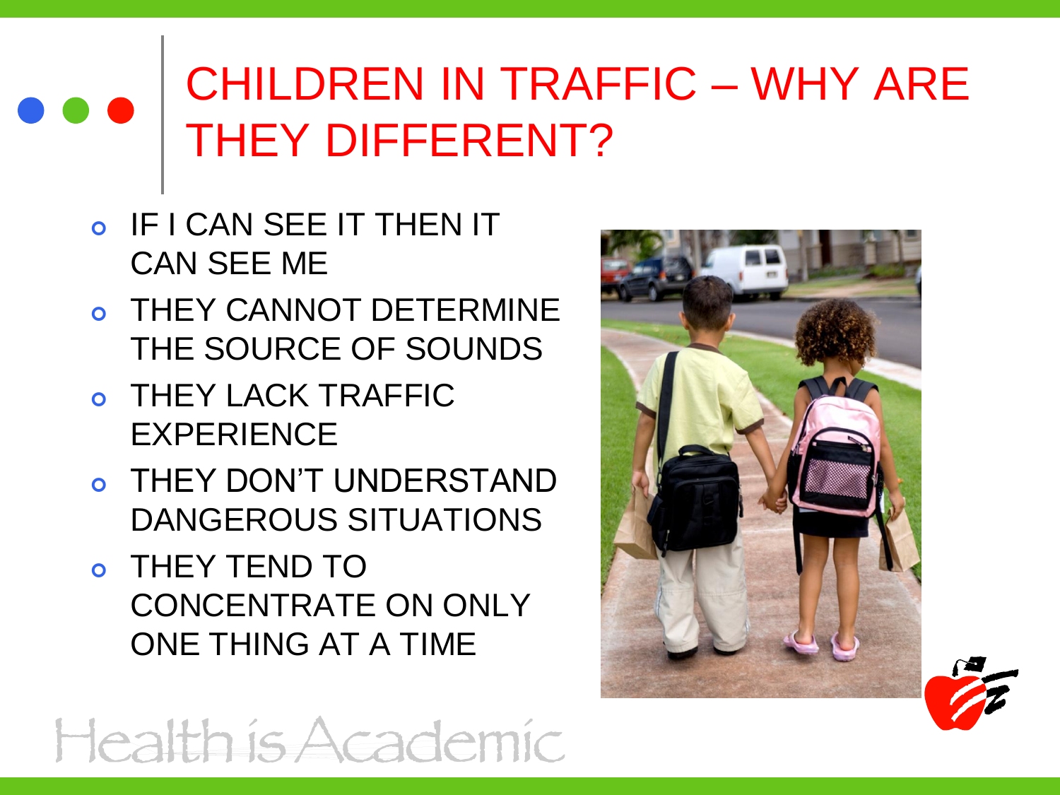# CHILDREN IN TRAFFIC – WHY ARE THEY DIFFERENT?

- IF I CAN SEE IT THEN IT CAN SEE ME
- THEY CANNOT DETERMINE THE SOURCE OF SOUNDS
- THEY LACK TRAFFIC EXPERIENCE
- THEY DON'T UNDERSTAND DANGEROUS SITUATIONS
- THEY TEND TO CONCENTRATE ON ONLY ONE THING AT A TIME

Health is Academic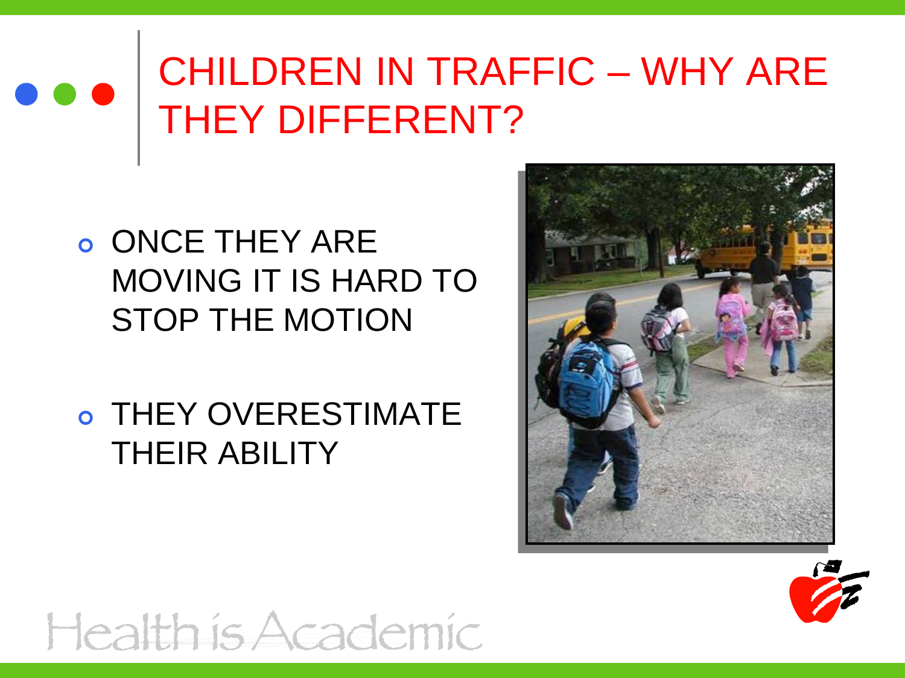# CHILDREN IN TRAFFIC – WHY ARE THEY DIFFERENT?

- ONCE THEY ARE MOVING IT IS HARD TO STOP THE MOTION
- THEY OVERESTIMATE THEIR ABILITY

Health is Academic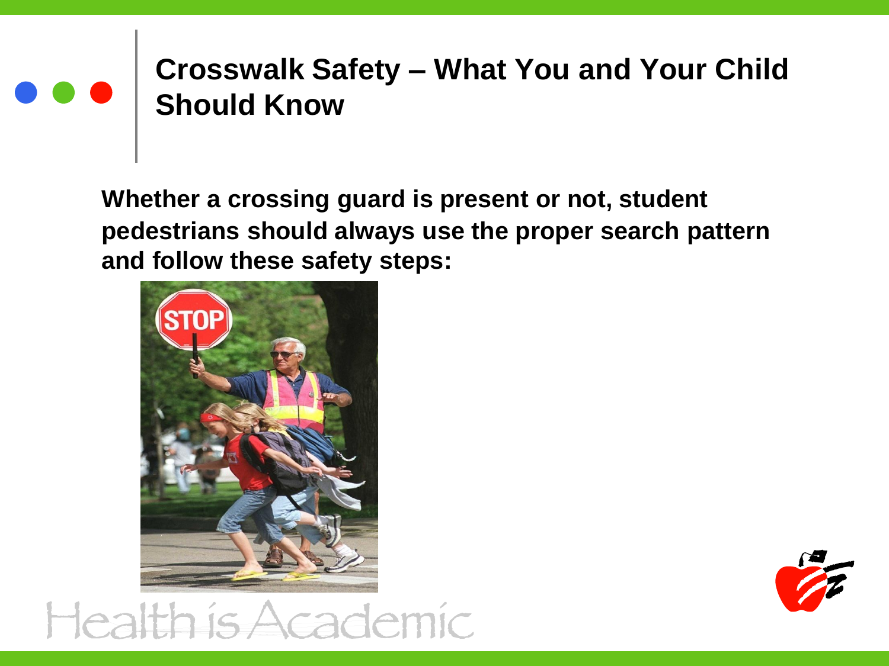# Crosswalk Safety – What You and Your Child Should Know

**Whether a crossing guard is present or not, student pedestrians should always use the proper search pattern and follow these safety steps:**

Health is Academic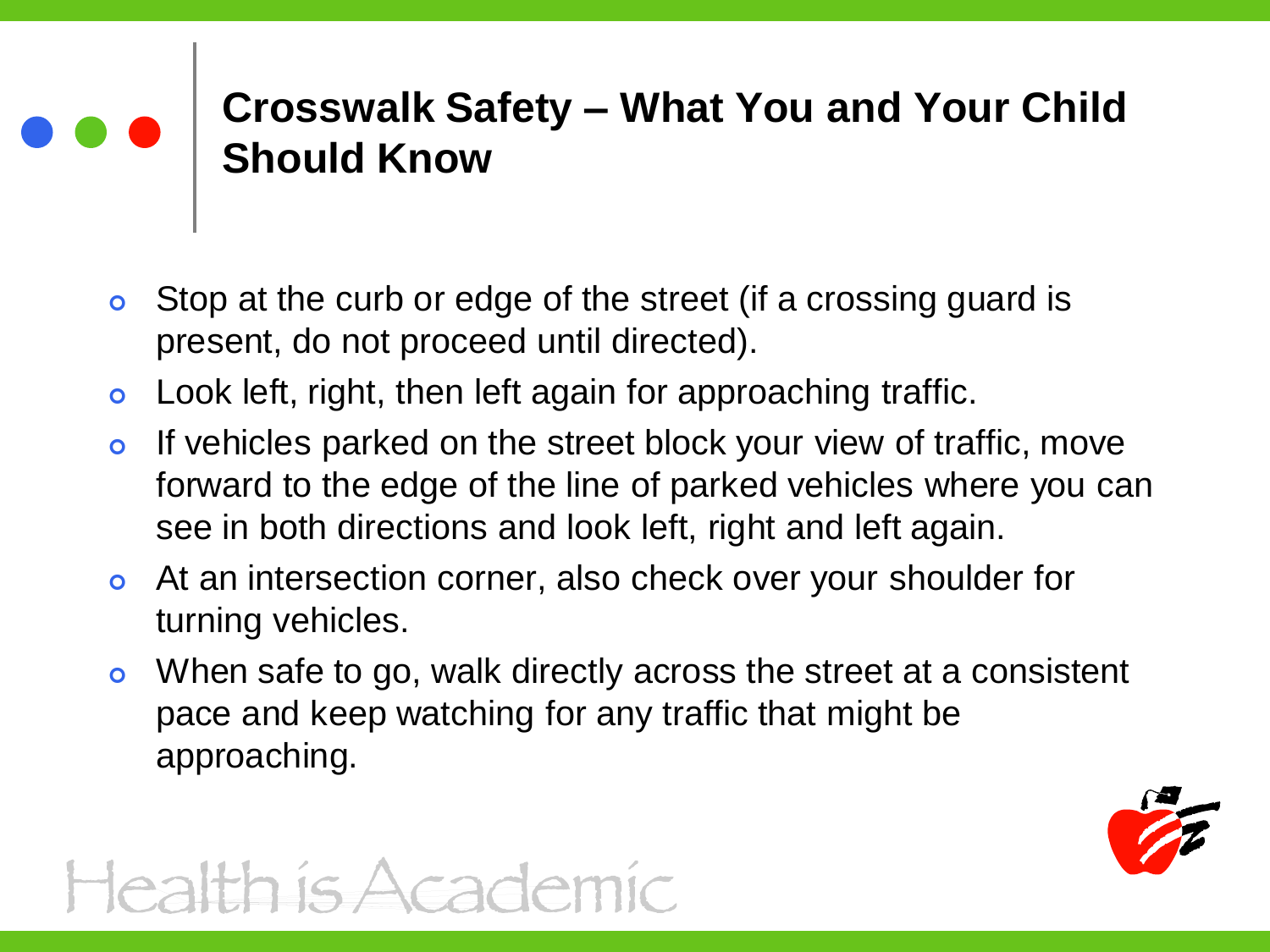## Crosswalk Safety – What You and Your Child Should Know

- Stop at the curb or edge of the street (if a crossing guard is present, do not proceed until directed).
- Look left, right, then left again for approaching traffic.
- If vehicles parked on the street block your view of traffic, move forward to the edge of the line of parked vehicles where you can see in both directions and look left, right and left again.
- At an intersection corner, also check over your shoulder for turning vehicles.
- When safe to go, walk directly across the street at a consistent pace and keep watching for any traffic that might be approaching.

Health is Academic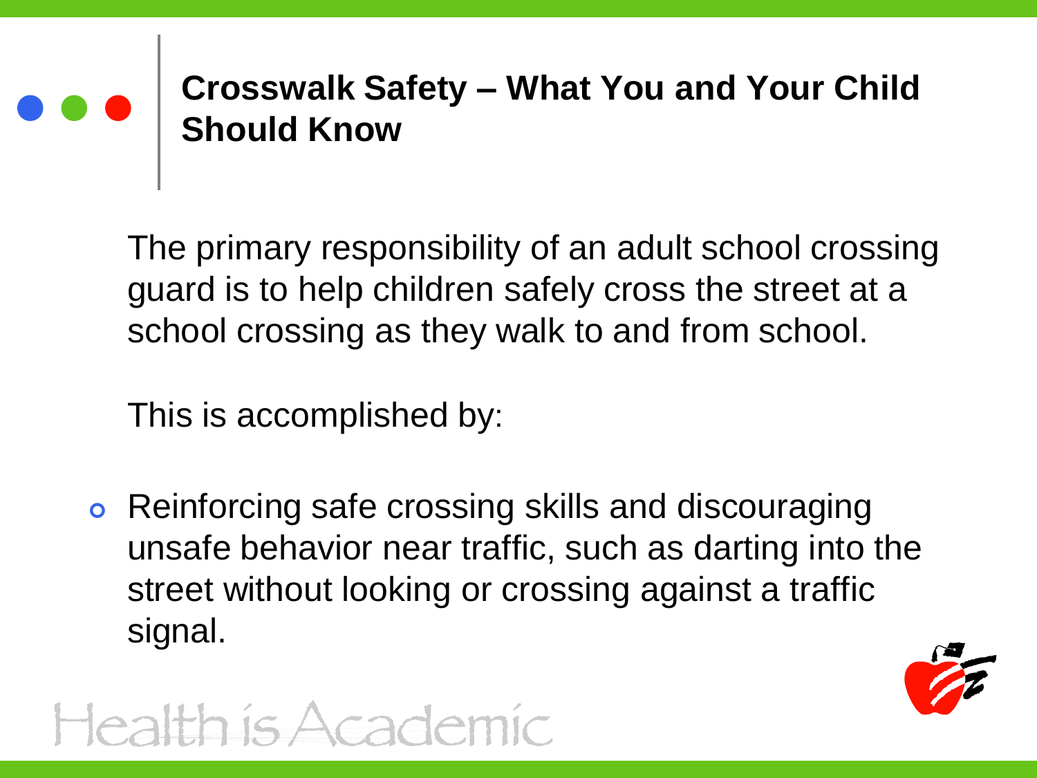## Crosswalk Safety – What You and Your Child Should Know

The primary responsibility of an adult school crossing guard is to help children safely cross the street at a school crossing as they walk to and from school.

This is accomplished by:

- Reinforcing safe crossing skills and discouraging unsafe behavior near traffic, such as darting into the street without looking or crossing against a traffic signal.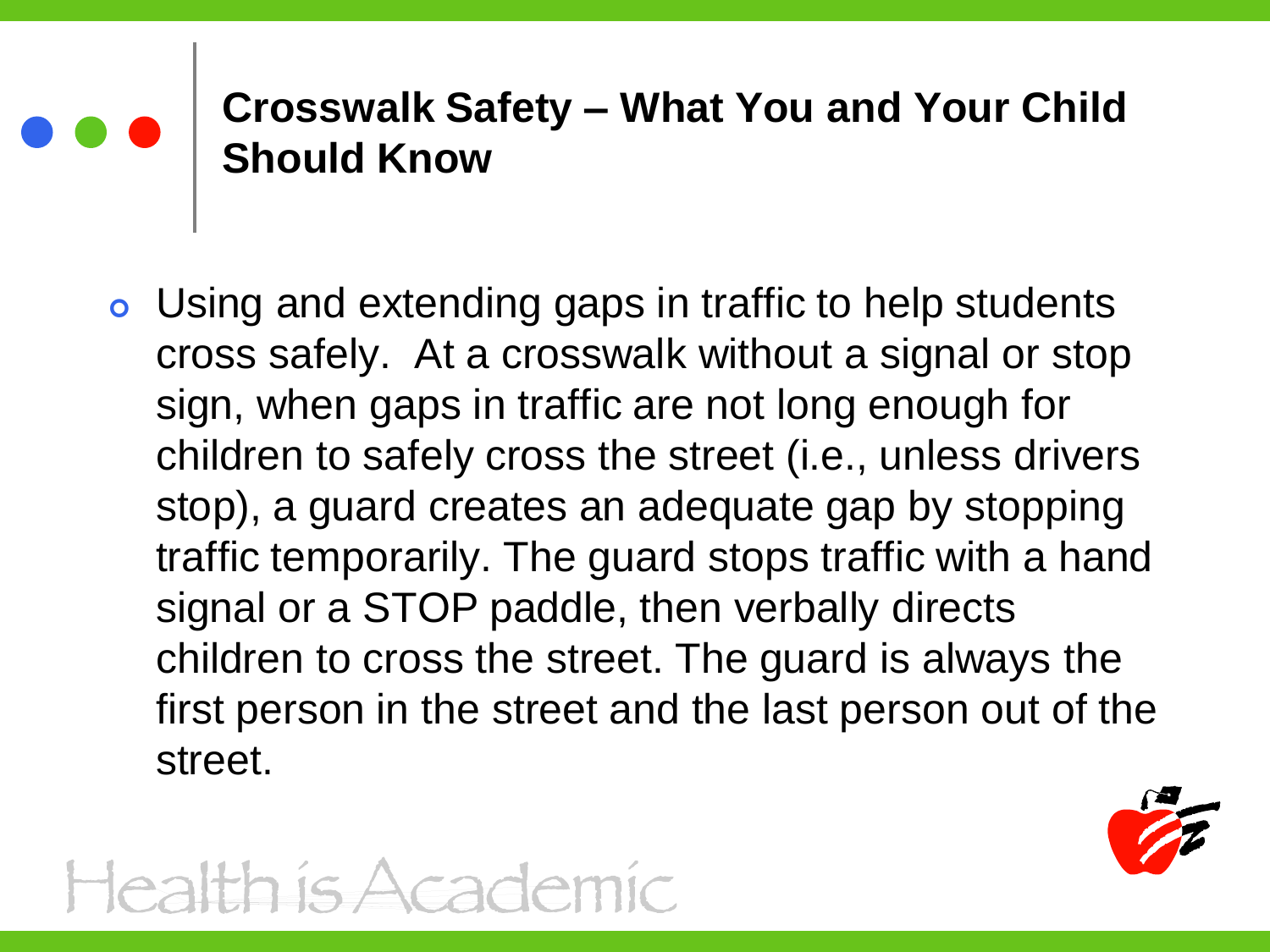## Crosswalk Safety – What You and Your Child Should Know

- Using and extending gaps in traffic to help students cross safely. At a crosswalk without a signal or stop sign, when gaps in traffic are not long enough for children to safely cross the street (i.e., unless drivers stop), a guard creates an adequate gap by stopping traffic temporarily. The guard stops traffic with a hand signal or a STOP paddle, then verbally directs children to cross the street. The guard is always the first person in the street and the last person out of the street.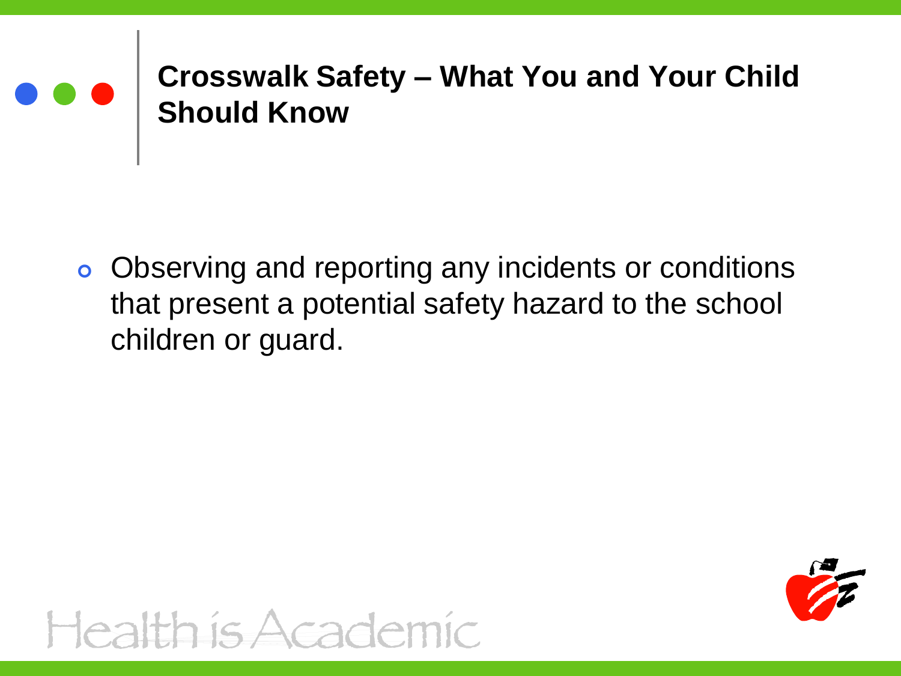# Crosswalk Safety – What You and Your Child Should Know

- Observing and reporting any incidents or conditions that present a potential safety hazard to the school children or guard.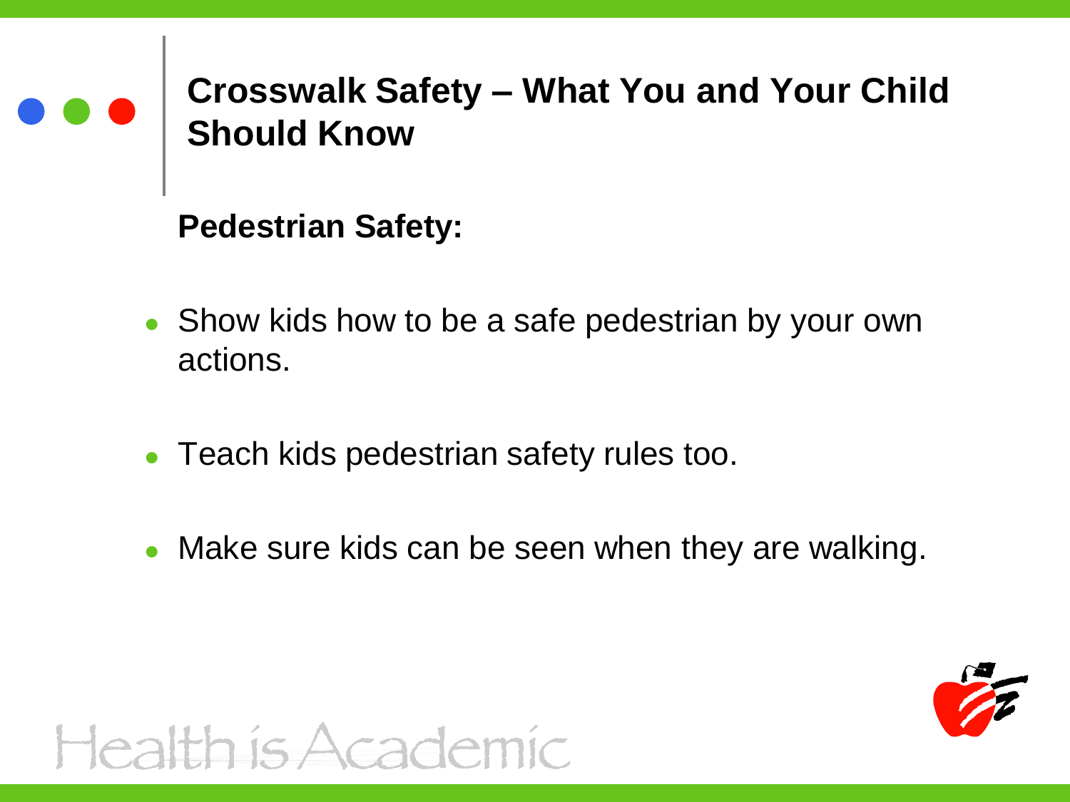# Crosswalk Safety – What You and Your Child Should Know

**Pedestrian Safety:**

- Show kids how to be a safe pedestrian by your own actions.
- Teach kids pedestrian safety rules too.
- Make sure kids can be seen when they are walking.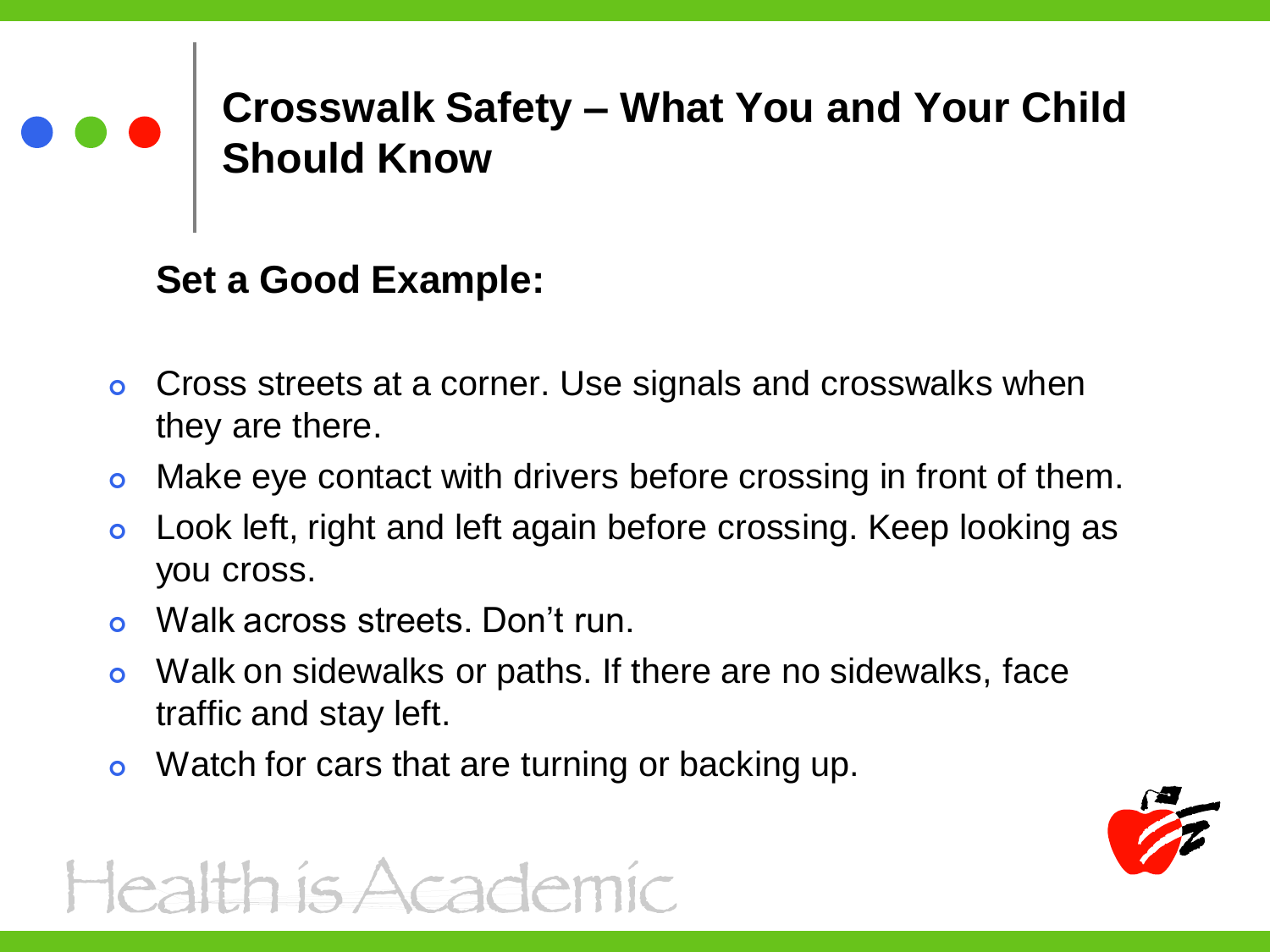# Crosswalk Safety – What You and Your Child Should Know

**Set a Good Example:**

- Cross streets at a corner. Use signals and crosswalks when they are there.
- Make eye contact with drivers before crossing in front of them.
- Look left, right and left again before crossing. Keep looking as you cross.
- Walk across streets. Don't run.
- Walk on sidewalks or paths. If there are no sidewalks, face traffic and stay left.
- Watch for cars that are turning or backing up.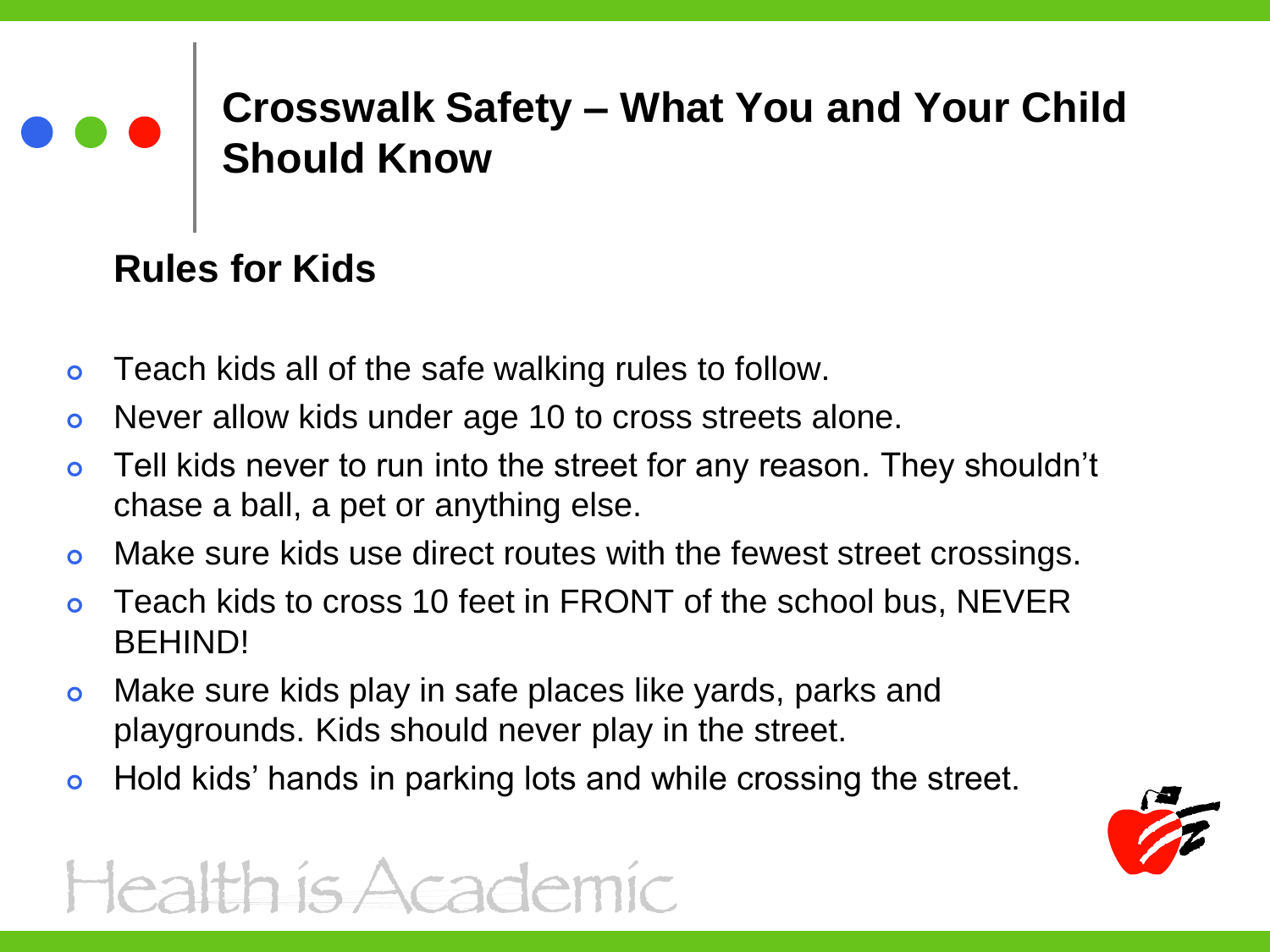# Crosswalk Safety – What You and Your Child Should Know

## Rules for Kids

- Teach kids all of the safe walking rules to follow.
- Never allow kids under age 10 to cross streets alone.
- Tell kids never to run into the street for any reason. They shouldn't chase a ball, a pet or anything else.
- Make sure kids use direct routes with the fewest street crossings.
- Teach kids to cross 10 feet in FRONT of the school bus, NEVER BEHIND!
- Make sure kids play in safe places like yards, parks and playgrounds. Kids should never play in the street.
- Hold kids' hands in parking lots and while crossing the street.

Health is Academic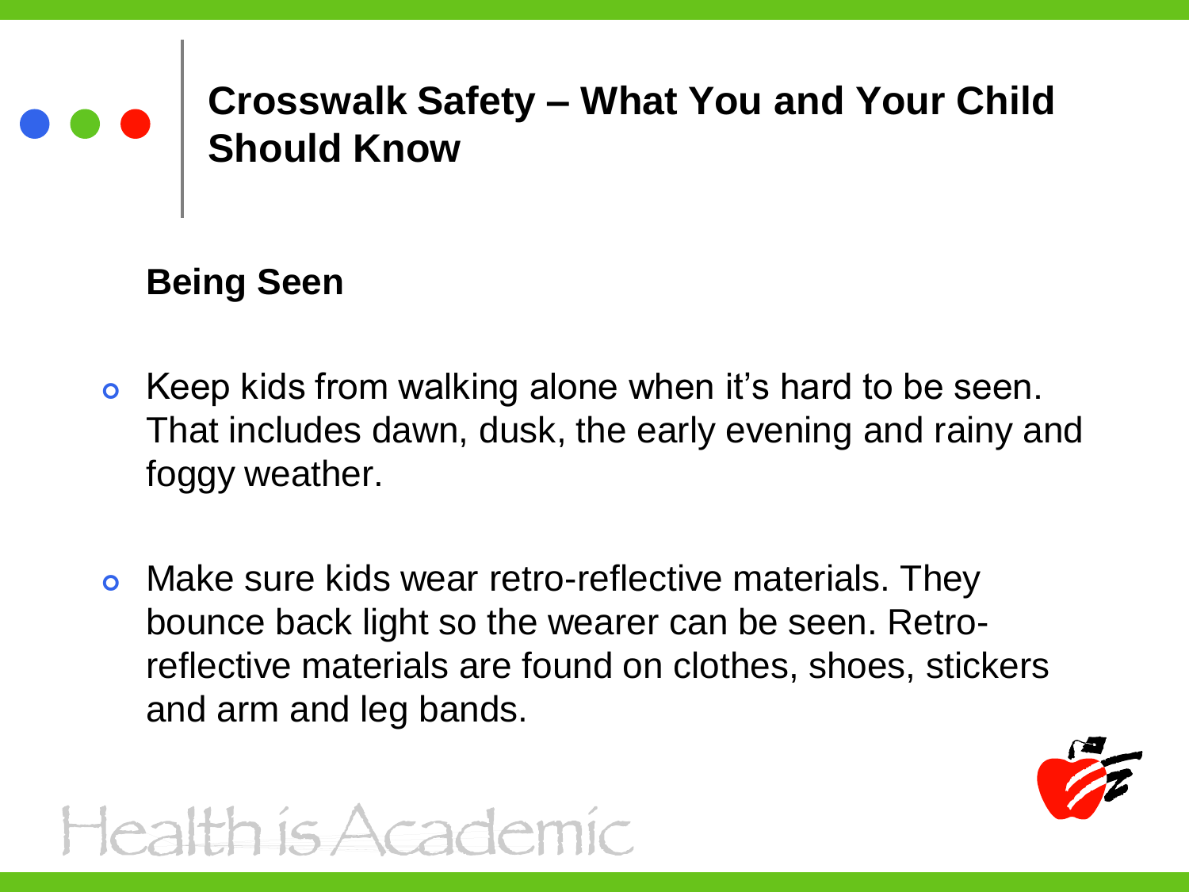# Crosswalk Safety – What You and Your Child Should Know

## Being Seen

- Keep kids from walking alone when it's hard to be seen. That includes dawn, dusk, the early evening and rainy and foggy weather.
- Make sure kids wear retro-reflective materials. They bounce back light so the wearer can be seen. Retro-reflective materials are found on clothes, shoes, stickers and arm and leg bands.

Health is Academic